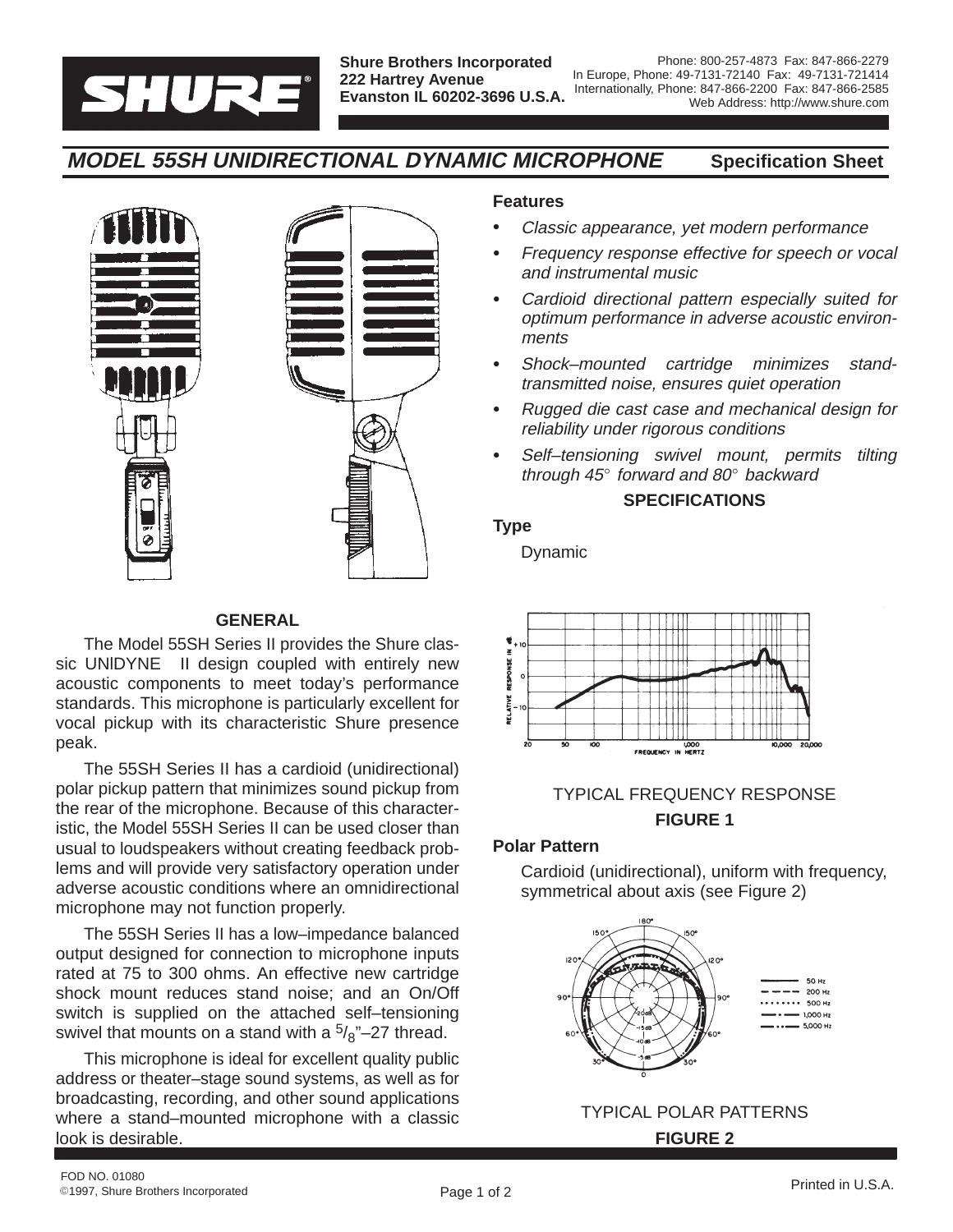**Shure Brothers Incorporated**
**222 Hartrey Avenue**
**Evanston IL 60202-3696 U.S.A.**

Phone: 800-257-4873 Fax: 847-866-2279
In Europe, Phone: 49-7131-72140 Fax: 49-7131-721414
Internationally, Phone: 847-866-2200 Fax: 847-866-2585
Web Address: http://www.shure.com

# *MODEL 55SH UNIDIRECTIONAL DYNAMIC MICROPHONE* — Specification Sheet

## GENERAL

The Model 55SH Series II provides the Shure classic UNIDYNE II design coupled with entirely new acoustic components to meet today's performance standards. This microphone is particularly excellent for vocal pickup with its characteristic Shure presence peak.

The 55SH Series II has a cardioid (unidirectional) polar pickup pattern that minimizes sound pickup from the rear of the microphone. Because of this characteristic, the Model 55SH Series II can be used closer than usual to loudspeakers without creating feedback problems and will provide very satisfactory operation under adverse acoustic conditions where an omnidirectional microphone may not function properly.

The 55SH Series II has a low–impedance balanced output designed for connection to microphone inputs rated at 75 to 300 ohms. An effective new cartridge shock mount reduces stand noise; and an On/Off switch is supplied on the attached self–tensioning swivel that mounts on a stand with a 5/8"–27 thread.

This microphone is ideal for excellent quality public address or theater–stage sound systems, as well as for broadcasting, recording, and other sound applications where a stand–mounted microphone with a classic look is desirable.

## Features

- *Classic appearance, yet modern performance*
- *Frequency response effective for speech or vocal and instrumental music*
- *Cardioid directional pattern especially suited for optimum performance in adverse acoustic environments*
- *Shock–mounted cartridge minimizes stand-transmitted noise, ensures quiet operation*
- *Rugged die cast case and mechanical design for reliability under rigorous conditions*
- *Self–tensioning swivel mount, permits tilting through 45° forward and 80° backward*

## SPECIFICATIONS

**Type**

Dynamic

TYPICAL FREQUENCY RESPONSE

**FIGURE 1**

**Polar Pattern**

Cardioid (unidirectional), uniform with frequency, symmetrical about axis (see Figure 2)

TYPICAL POLAR PATTERNS

**FIGURE 2**

FOD NO. 01080
©1997, Shure Brothers Incorporated

Printed in U.S.A.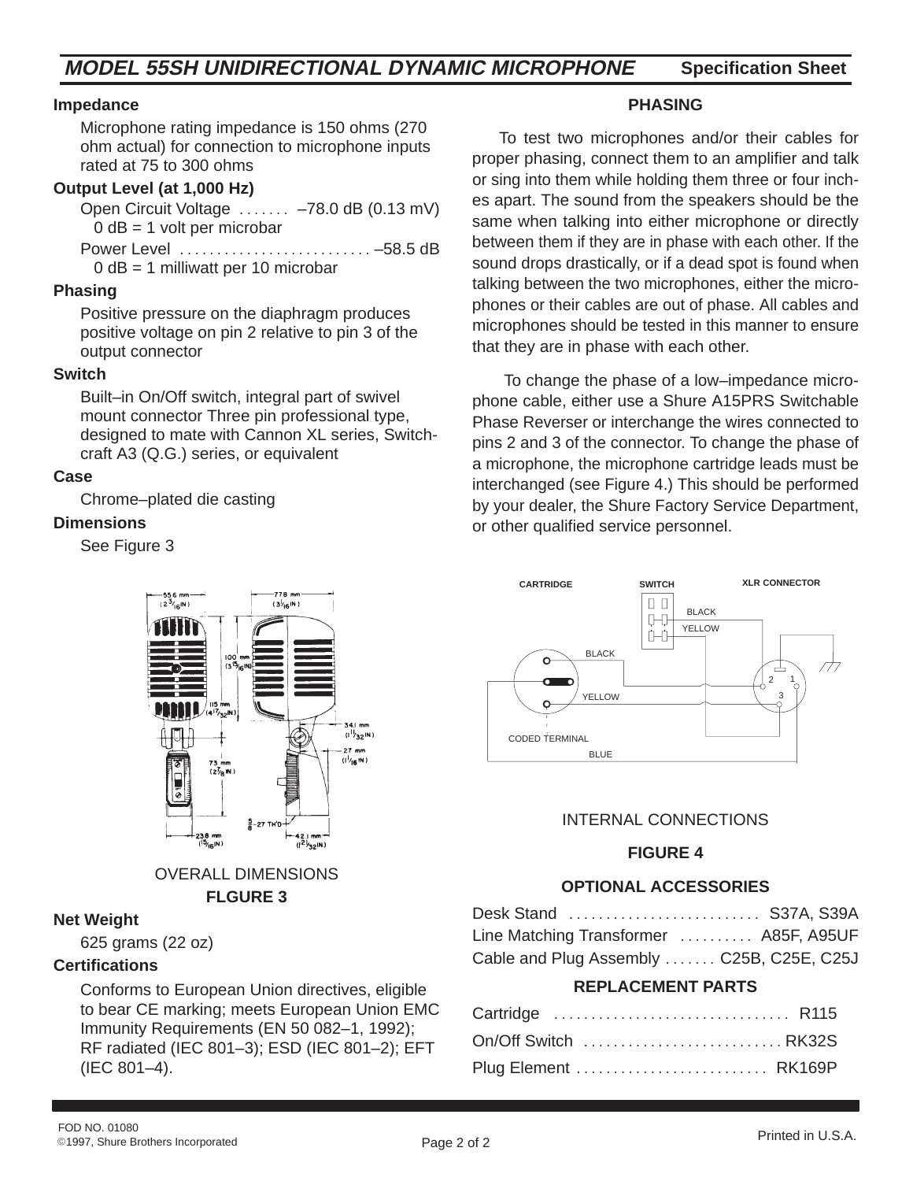# MODEL 55SH UNIDIRECTIONAL DYNAMIC MICROPHONE

Specification Sheet

### Impedance

Microphone rating impedance is 150 ohms (270 ohm actual) for connection to microphone inputs rated at 75 to 300 ohms

### Output Level (at 1,000 Hz)

Open Circuit Voltage ....... –78.0 dB (0.13 mV)
0 dB = 1 volt per microbar

Power Level .......................... –58.5 dB
0 dB = 1 milliwatt per 10 microbar

### Phasing

Positive pressure on the diaphragm produces positive voltage on pin 2 relative to pin 3 of the output connector

### Switch

Built–in On/Off switch, integral part of swivel mount connector Three pin professional type, designed to mate with Cannon XL series, Switchcraft A3 (Q.G.) series, or equivalent

### Case

Chrome–plated die casting

### Dimensions

See Figure 3

55.6 mm (2 3/16 IN)
77.8 mm (3 1/16 IN)
100 mm (3 15/16 IN)
115 mm (4 17/32 IN)
34.1 mm (1 11/32 IN)
27 mm (1 1/16 IN)
73 mm (2 7/8 IN)
5/8-27 TH'D
23.8 mm (15/16 IN)
42.1 mm (1 21/32 IN)

OVERALL DIMENSIONS

**FLGURE 3**

### Net Weight

625 grams (22 oz)

### Certifications

Conforms to European Union directives, eligible to bear CE marking; meets European Union EMC Immunity Requirements (EN 50 082–1, 1992); RF radiated (IEC 801–3); ESD (IEC 801–2); EFT (IEC 801–4).

## PHASING

To test two microphones and/or their cables for proper phasing, connect them to an amplifier and talk or sing into them while holding them three or four inches apart. The sound from the speakers should be the same when talking into either microphone or directly between them if they are in phase with each other. If the sound drops drastically, or if a dead spot is found when talking between the two microphones, either the microphones or their cables are out of phase. All cables and microphones should be tested in this manner to ensure that they are in phase with each other.

To change the phase of a low–impedance microphone cable, either use a Shure A15PRS Switchable Phase Reverser or interchange the wires connected to pins 2 and 3 of the connector. To change the phase of a microphone, the microphone cartridge leads must be interchanged (see Figure 4.) This should be performed by your dealer, the Shure Factory Service Department, or other qualified service personnel.

CARTRIDGE
SWITCH
XLR CONNECTOR
BLACK
YELLOW
BLACK
YELLOW
2 1
3
CODED TERMINAL
BLUE

INTERNAL CONNECTIONS

**FIGURE 4**

## OPTIONAL ACCESSORIES

Desk Stand .......................... S37A, S39A
Line Matching Transformer .......... A85F, A95UF
Cable and Plug Assembly ....... C25B, C25E, C25J

## REPLACEMENT PARTS

Cartridge ................................ R115
On/Off Switch ........................... RK32S
Plug Element .......................... RK169P

FOD NO. 01080
©1997, Shure Brothers Incorporated

Printed in U.S.A.